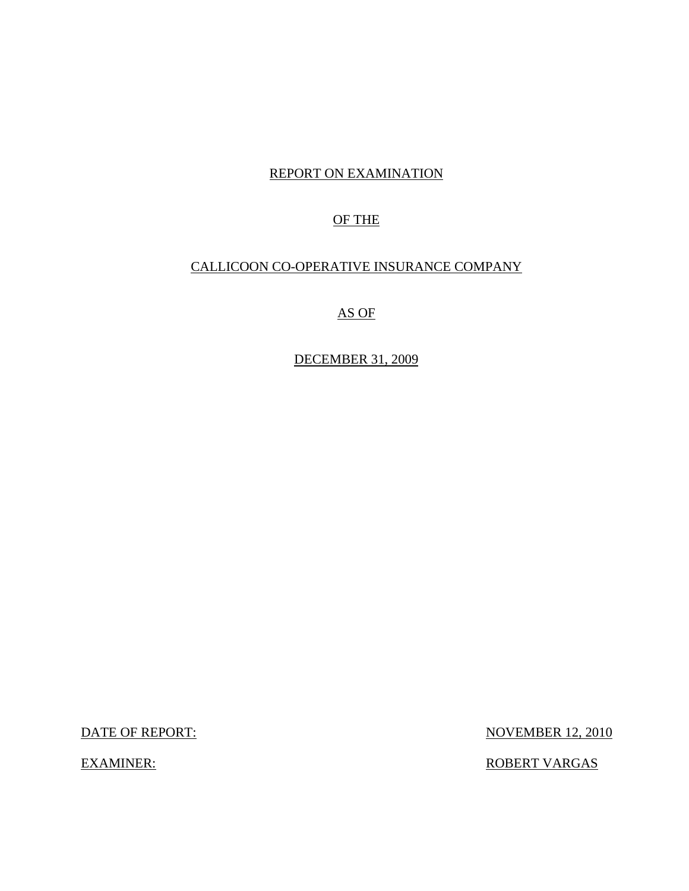# REPORT ON EXAMINATION

# OF THE

# CALLICOON CO-OPERATIVE INSURANCE COMPANY

# AS OF

# DECEMBER 31, 2009

DATE OF REPORT: NOVEMBER 12, 2010

EXAMINER: ROBERT VARGAS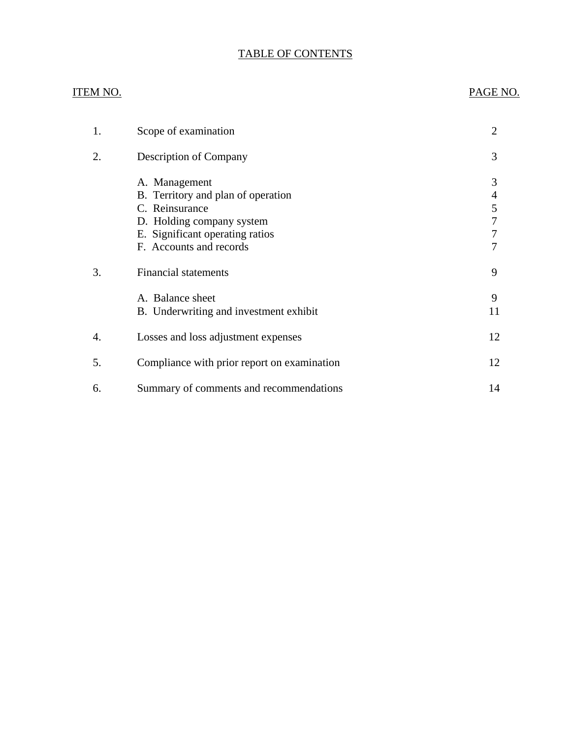# TABLE OF CONTENTS

| ITEM NO. | | PAGE NO. |
|---|---|---|
| 1. | Scope of examination | 2 |
| 2. | Description of Company | 3 |
| | A. Management | 3 |
| | B. Territory and plan of operation | 4 |
| | C. Reinsurance | 5 |
| | D. Holding company system | 7 |
| | E. Significant operating ratios | 7 |
| | F. Accounts and records | 7 |
| 3. | Financial statements | 9 |
| | A. Balance sheet | 9 |
| | B. Underwriting and investment exhibit | 11 |
| 4. | Losses and loss adjustment expenses | 12 |
| 5. | Compliance with prior report on examination | 12 |
| 6. | Summary of comments and recommendations | 14 |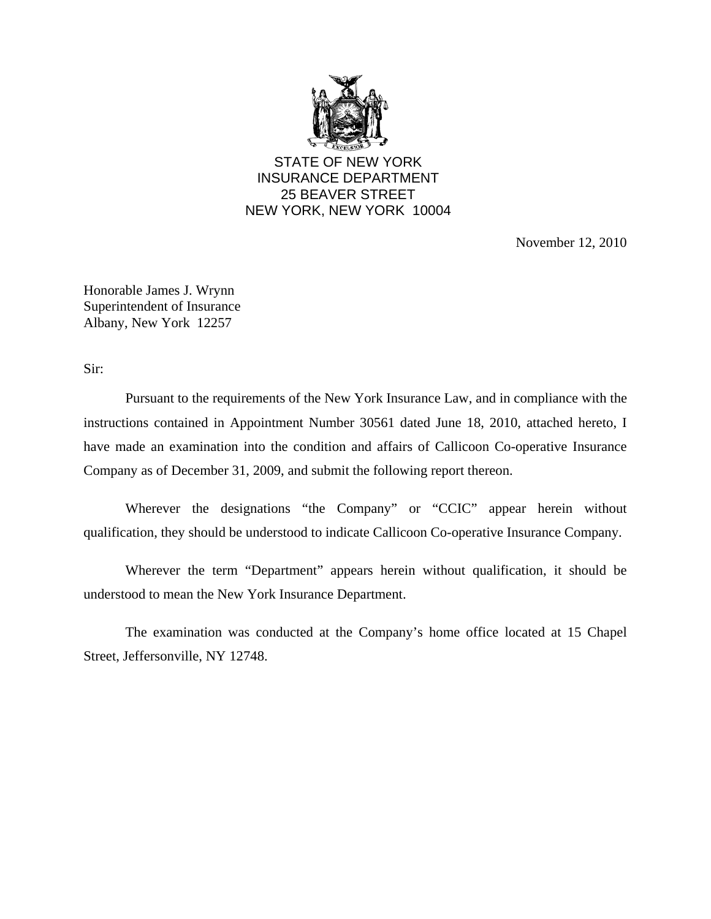STATE OF NEW YORK
INSURANCE DEPARTMENT
25 BEAVER STREET
NEW YORK, NEW YORK 10004

November 12, 2010

Honorable James J. Wrynn
Superintendent of Insurance
Albany, New York 12257

Sir:

Pursuant to the requirements of the New York Insurance Law, and in compliance with the instructions contained in Appointment Number 30561 dated June 18, 2010, attached hereto, I have made an examination into the condition and affairs of Callicoon Co-operative Insurance Company as of December 31, 2009, and submit the following report thereon.

Wherever the designations "the Company" or "CCIC" appear herein without qualification, they should be understood to indicate Callicoon Co-operative Insurance Company.

Wherever the term "Department" appears herein without qualification, it should be understood to mean the New York Insurance Department.

The examination was conducted at the Company's home office located at 15 Chapel Street, Jeffersonville, NY 12748.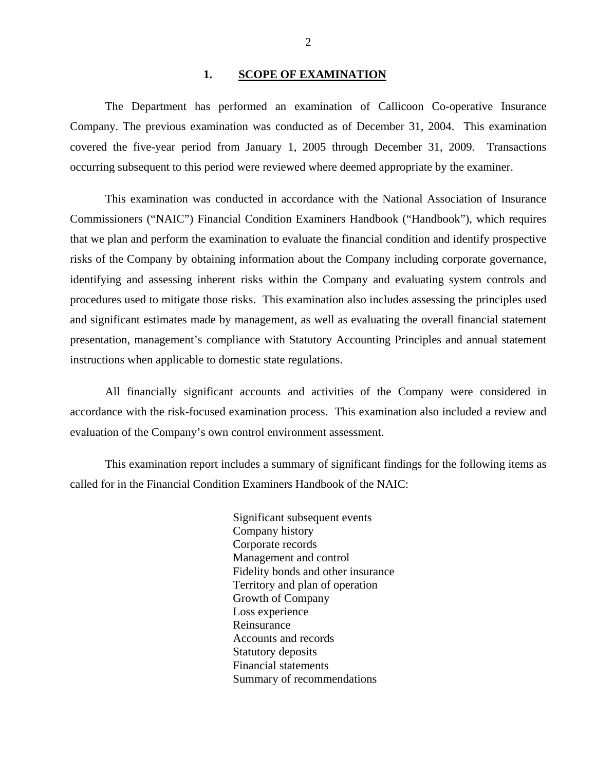## 1. SCOPE OF EXAMINATION

The Department has performed an examination of Callicoon Co-operative Insurance Company. The previous examination was conducted as of December 31, 2004. This examination covered the five-year period from January 1, 2005 through December 31, 2009. Transactions occurring subsequent to this period were reviewed where deemed appropriate by the examiner.

This examination was conducted in accordance with the National Association of Insurance Commissioners ("NAIC") Financial Condition Examiners Handbook ("Handbook"), which requires that we plan and perform the examination to evaluate the financial condition and identify prospective risks of the Company by obtaining information about the Company including corporate governance, identifying and assessing inherent risks within the Company and evaluating system controls and procedures used to mitigate those risks. This examination also includes assessing the principles used and significant estimates made by management, as well as evaluating the overall financial statement presentation, management's compliance with Statutory Accounting Principles and annual statement instructions when applicable to domestic state regulations.

All financially significant accounts and activities of the Company were considered in accordance with the risk-focused examination process. This examination also included a review and evaluation of the Company's own control environment assessment.

This examination report includes a summary of significant findings for the following items as called for in the Financial Condition Examiners Handbook of the NAIC:

- Significant subsequent events
- Company history
- Corporate records
- Management and control
- Fidelity bonds and other insurance
- Territory and plan of operation
- Growth of Company
- Loss experience
- Reinsurance
- Accounts and records
- Statutory deposits
- Financial statements
- Summary of recommendations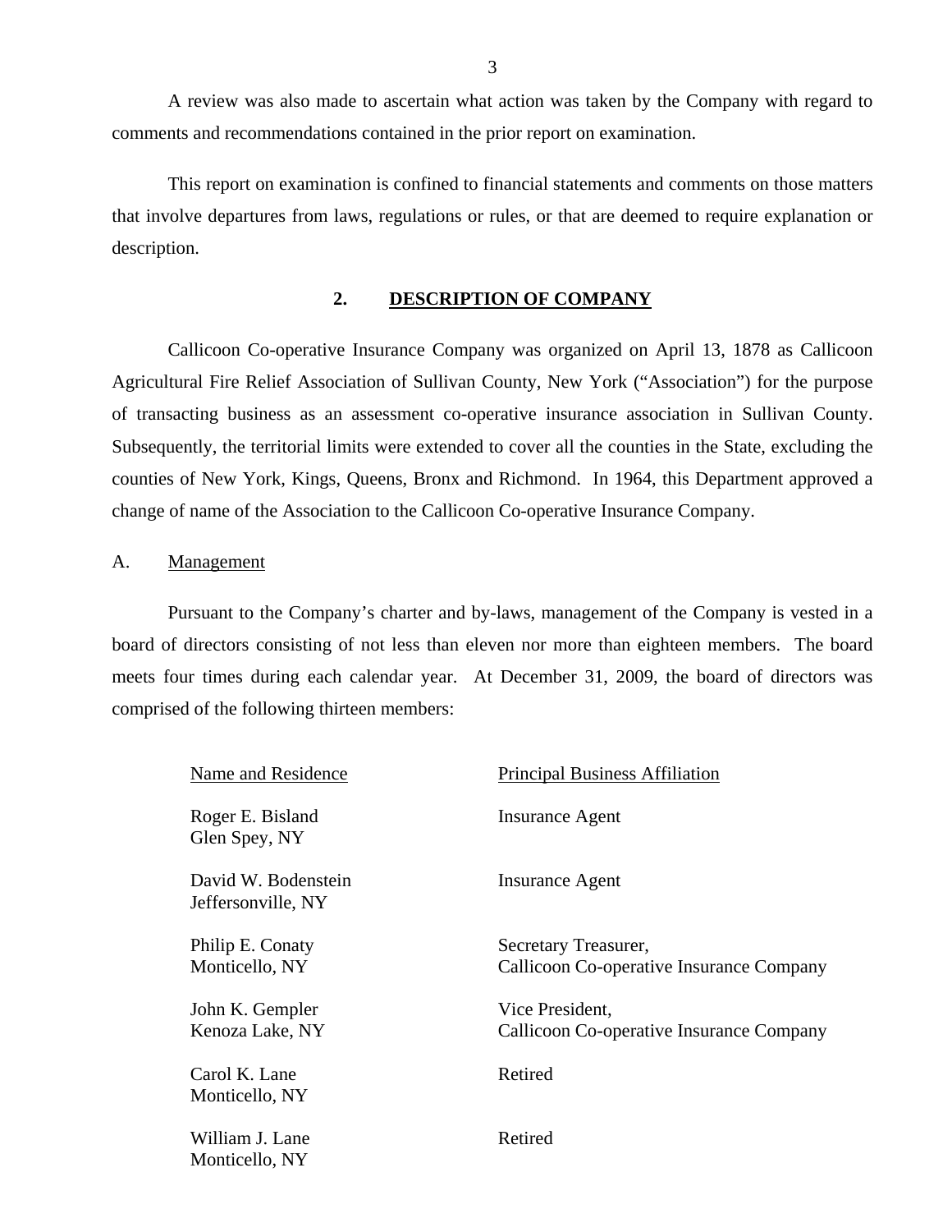A review was also made to ascertain what action was taken by the Company with regard to comments and recommendations contained in the prior report on examination.

This report on examination is confined to financial statements and comments on those matters that involve departures from laws, regulations or rules, or that are deemed to require explanation or description.

## 2. DESCRIPTION OF COMPANY

Callicoon Co-operative Insurance Company was organized on April 13, 1878 as Callicoon Agricultural Fire Relief Association of Sullivan County, New York ("Association") for the purpose of transacting business as an assessment co-operative insurance association in Sullivan County. Subsequently, the territorial limits were extended to cover all the counties in the State, excluding the counties of New York, Kings, Queens, Bronx and Richmond. In 1964, this Department approved a change of name of the Association to the Callicoon Co-operative Insurance Company.

### A. Management

Pursuant to the Company's charter and by-laws, management of the Company is vested in a board of directors consisting of not less than eleven nor more than eighteen members. The board meets four times during each calendar year. At December 31, 2009, the board of directors was comprised of the following thirteen members:

| Name and Residence | Principal Business Affiliation |
|---|---|
| Roger E. Bisland<br>Glen Spey, NY | Insurance Agent |
| David W. Bodenstein<br>Jeffersonville, NY | Insurance Agent |
| Philip E. Conaty<br>Monticello, NY | Secretary Treasurer,<br>Callicoon Co-operative Insurance Company |
| John K. Gempler<br>Kenoza Lake, NY | Vice President,<br>Callicoon Co-operative Insurance Company |
| Carol K. Lane<br>Monticello, NY | Retired |
| William J. Lane<br>Monticello, NY | Retired |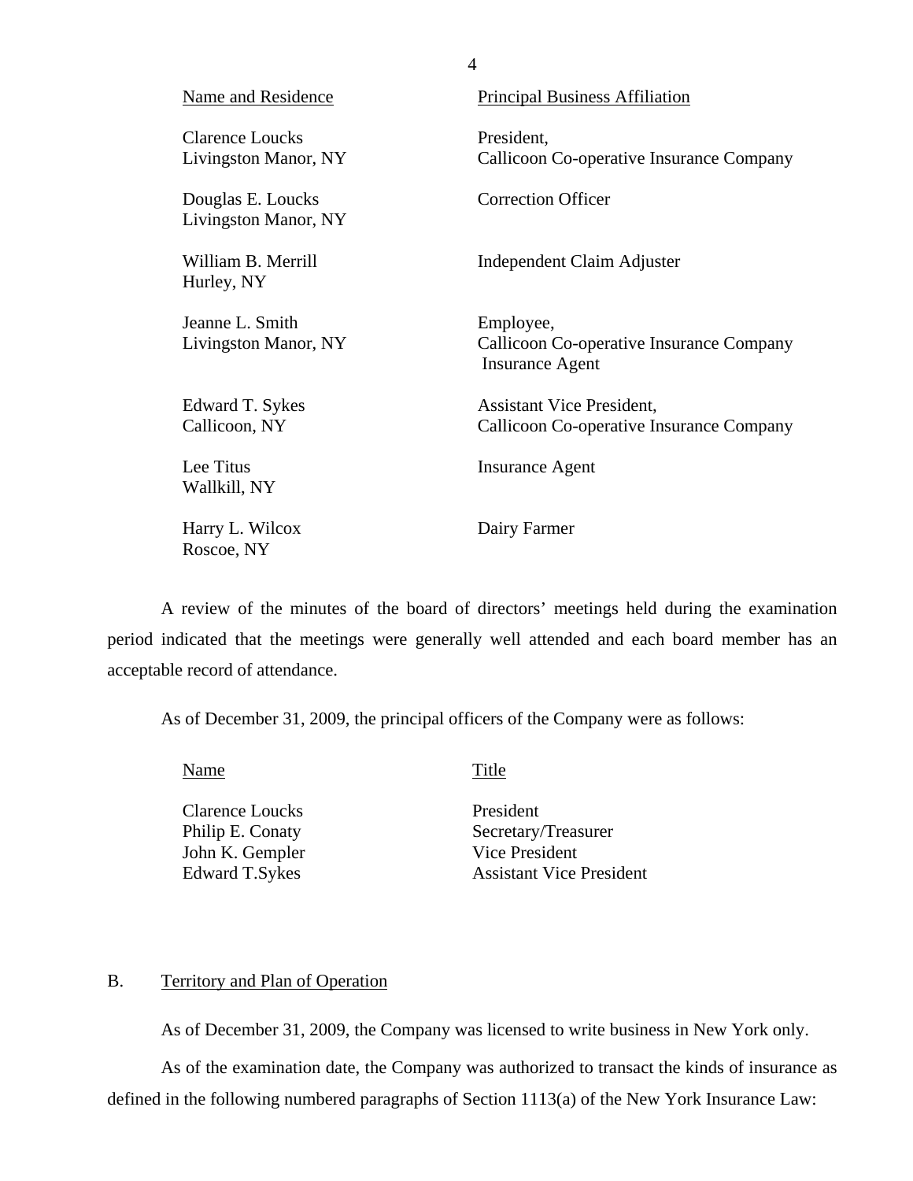| Name and Residence | Principal Business Affiliation |
|---|---|
| Clarence Loucks<br>Livingston Manor, NY | President,<br>Callicoon Co-operative Insurance Company |
| Douglas E. Loucks<br>Livingston Manor, NY | Correction Officer |
| William B. Merrill<br>Hurley, NY | Independent Claim Adjuster |
| Jeanne L. Smith<br>Livingston Manor, NY | Employee,<br>Callicoon Co-operative Insurance Company<br>Insurance Agent |
| Edward T. Sykes<br>Callicoon, NY | Assistant Vice President,<br>Callicoon Co-operative Insurance Company |
| Lee Titus<br>Wallkill, NY | Insurance Agent |
| Harry L. Wilcox<br>Roscoe, NY | Dairy Farmer |

A review of the minutes of the board of directors' meetings held during the examination period indicated that the meetings were generally well attended and each board member has an acceptable record of attendance.

As of December 31, 2009, the principal officers of the Company were as follows:

| Name | Title |
|---|---|
| Clarence Loucks | President |
| Philip E. Conaty | Secretary/Treasurer |
| John K. Gempler | Vice President |
| Edward T.Sykes | Assistant Vice President |

## B. Territory and Plan of Operation

As of December 31, 2009, the Company was licensed to write business in New York only.

As of the examination date, the Company was authorized to transact the kinds of insurance as defined in the following numbered paragraphs of Section 1113(a) of the New York Insurance Law: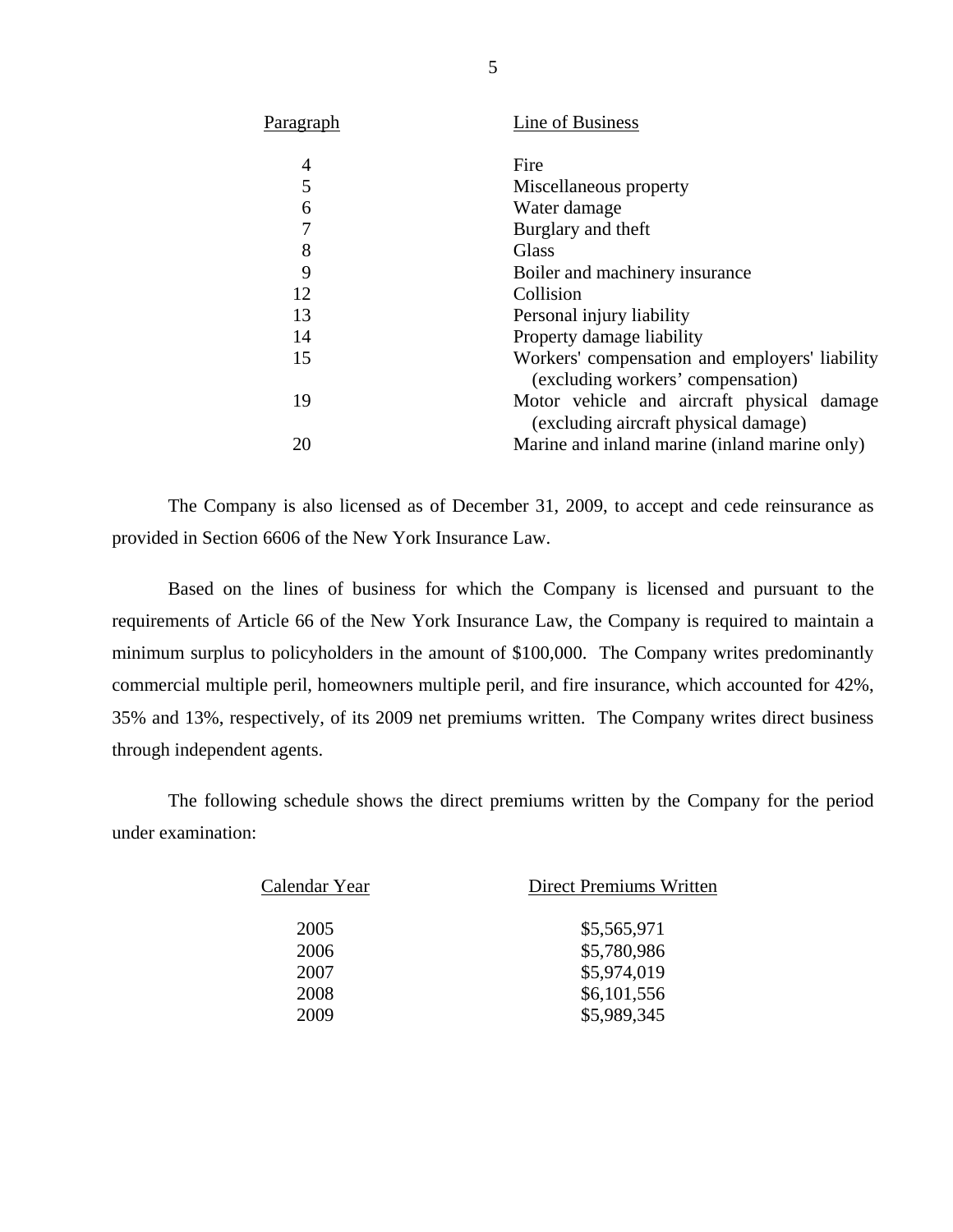| Paragraph | Line of Business |
|---|---|
| 4 | Fire |
| 5 | Miscellaneous property |
| 6 | Water damage |
| 7 | Burglary and theft |
| 8 | Glass |
| 9 | Boiler and machinery insurance |
| 12 | Collision |
| 13 | Personal injury liability |
| 14 | Property damage liability |
| 15 | Workers' compensation and employers' liability (excluding workers' compensation) |
| 19 | Motor vehicle and aircraft physical damage (excluding aircraft physical damage) |
| 20 | Marine and inland marine (inland marine only) |

The Company is also licensed as of December 31, 2009, to accept and cede reinsurance as provided in Section 6606 of the New York Insurance Law.

Based on the lines of business for which the Company is licensed and pursuant to the requirements of Article 66 of the New York Insurance Law, the Company is required to maintain a minimum surplus to policyholders in the amount of $100,000. The Company writes predominantly commercial multiple peril, homeowners multiple peril, and fire insurance, which accounted for 42%, 35% and 13%, respectively, of its 2009 net premiums written. The Company writes direct business through independent agents.

The following schedule shows the direct premiums written by the Company for the period under examination:

| Calendar Year | Direct Premiums Written |
|---|---|
| 2005 | $5,565,971 |
| 2006 | $5,780,986 |
| 2007 | $5,974,019 |
| 2008 | $6,101,556 |
| 2009 | $5,989,345 |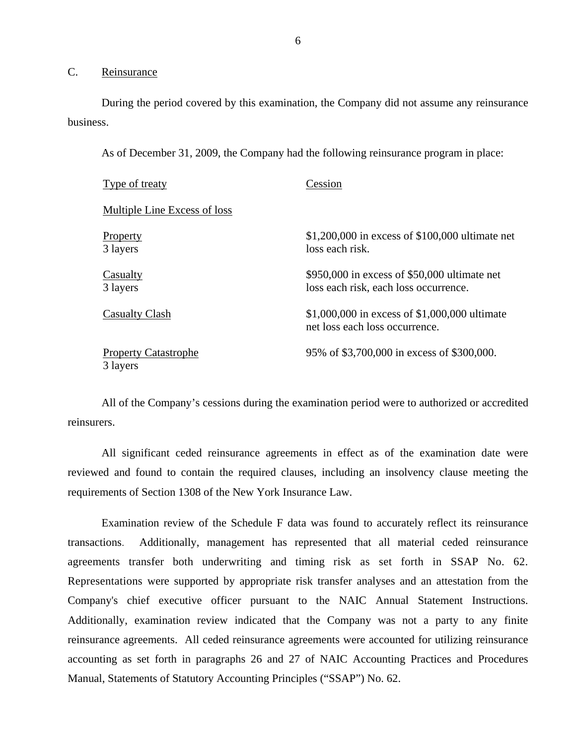## C. Reinsurance

During the period covered by this examination, the Company did not assume any reinsurance business.

As of December 31, 2009, the Company had the following reinsurance program in place:

| Type of treaty | Cession |
|---|---|
| Multiple Line Excess of loss | |
| Property<br>3 layers | \$1,200,000 in excess of \$100,000 ultimate net loss each risk. |
| Casualty<br>3 layers | \$950,000 in excess of \$50,000 ultimate net loss each risk, each loss occurrence. |
| Casualty Clash | \$1,000,000 in excess of \$1,000,000 ultimate net loss each loss occurrence. |
| Property Catastrophe<br>3 layers | 95% of \$3,700,000 in excess of \$300,000. |

All of the Company's cessions during the examination period were to authorized or accredited reinsurers.

All significant ceded reinsurance agreements in effect as of the examination date were reviewed and found to contain the required clauses, including an insolvency clause meeting the requirements of Section 1308 of the New York Insurance Law.

Examination review of the Schedule F data was found to accurately reflect its reinsurance transactions. Additionally, management has represented that all material ceded reinsurance agreements transfer both underwriting and timing risk as set forth in SSAP No. 62. Representations were supported by appropriate risk transfer analyses and an attestation from the Company's chief executive officer pursuant to the NAIC Annual Statement Instructions. Additionally, examination review indicated that the Company was not a party to any finite reinsurance agreements. All ceded reinsurance agreements were accounted for utilizing reinsurance accounting as set forth in paragraphs 26 and 27 of NAIC Accounting Practices and Procedures Manual, Statements of Statutory Accounting Principles ("SSAP") No. 62.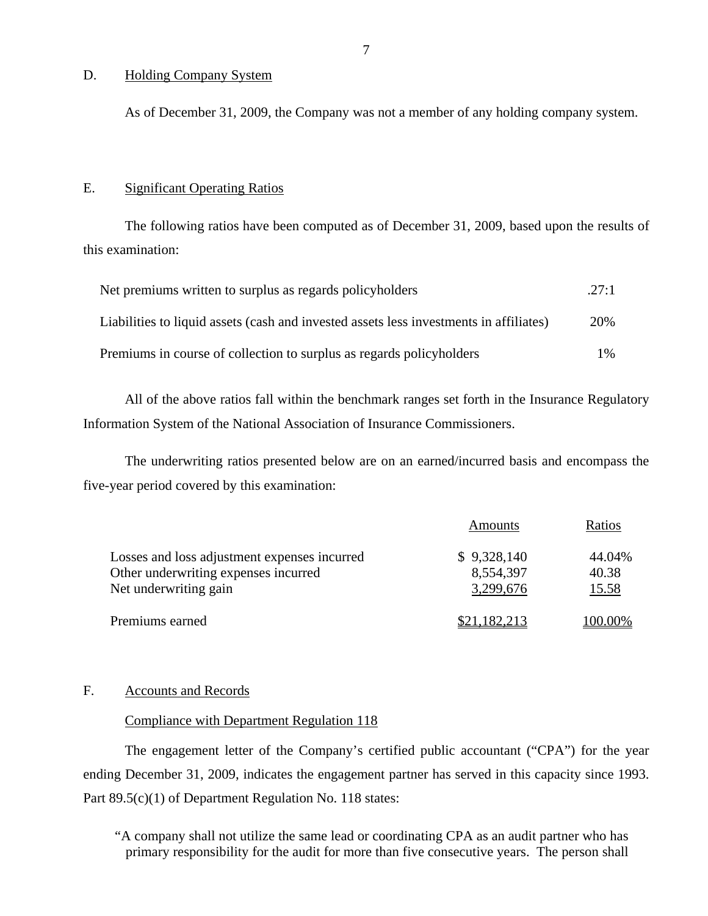## D. Holding Company System

As of December 31, 2009, the Company was not a member of any holding company system.

## E. Significant Operating Ratios

The following ratios have been computed as of December 31, 2009, based upon the results of this examination:

| | |
|---|---|
| Net premiums written to surplus as regards policyholders | .27:1 |
| Liabilities to liquid assets (cash and invested assets less investments in affiliates) | 20% |
| Premiums in course of collection to surplus as regards policyholders | 1% |

All of the above ratios fall within the benchmark ranges set forth in the Insurance Regulatory Information System of the National Association of Insurance Commissioners.

The underwriting ratios presented below are on an earned/incurred basis and encompass the five-year period covered by this examination:

| | Amounts | Ratios |
|---|---|---|
| Losses and loss adjustment expenses incurred | $ 9,328,140 | 44.04% |
| Other underwriting expenses incurred | 8,554,397 | 40.38 |
| Net underwriting gain | 3,299,676 | 15.58 |
| Premiums earned | $21,182,213 | 100.00% |

## F. Accounts and Records

Compliance with Department Regulation 118

The engagement letter of the Company's certified public accountant ("CPA") for the year ending December 31, 2009, indicates the engagement partner has served in this capacity since 1993. Part 89.5(c)(1) of Department Regulation No. 118 states:

"A company shall not utilize the same lead or coordinating CPA as an audit partner who has primary responsibility for the audit for more than five consecutive years. The person shall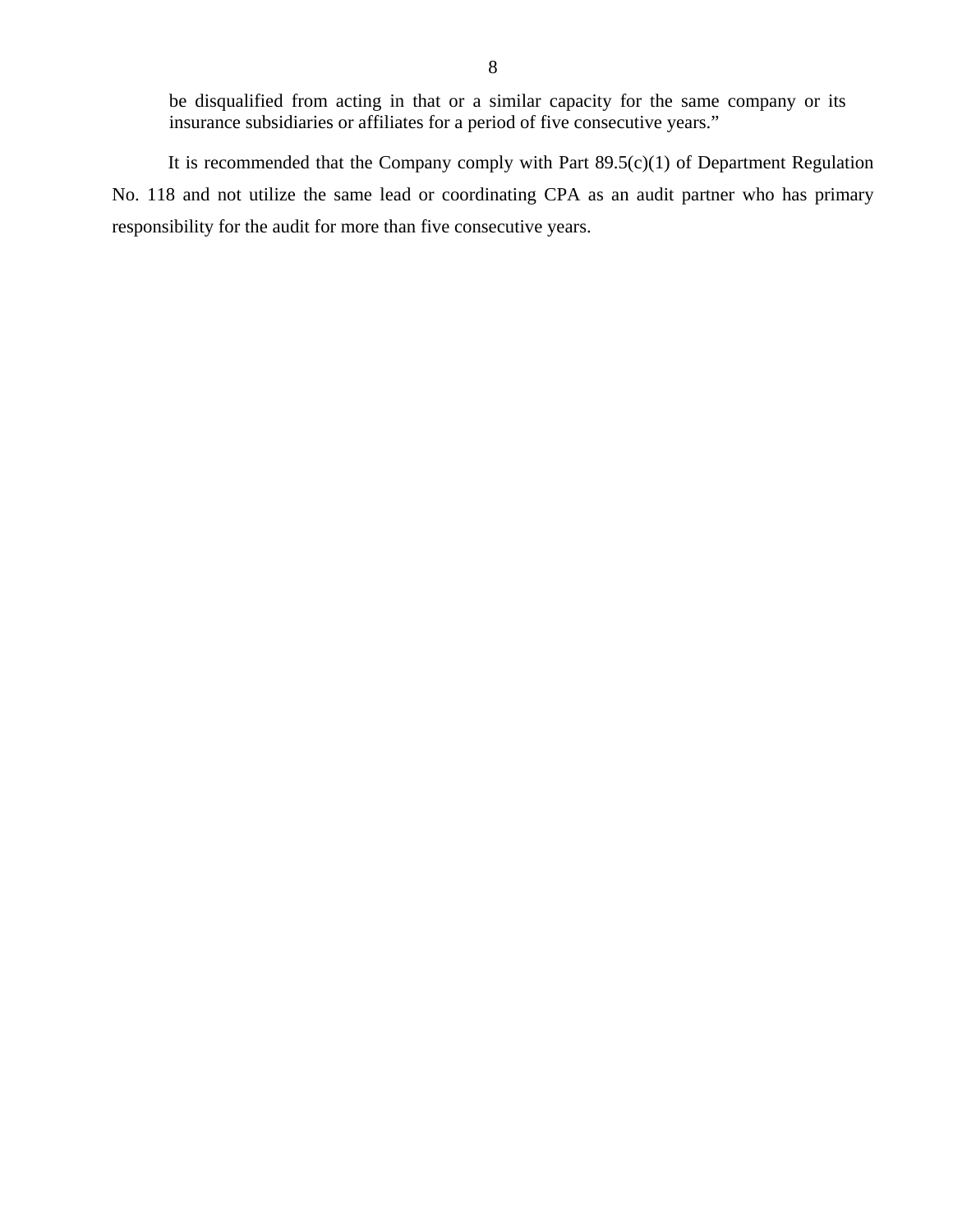> be disqualified from acting in that or a similar capacity for the same company or its insurance subsidiaries or affiliates for a period of five consecutive years."

It is recommended that the Company comply with Part 89.5(c)(1) of Department Regulation No. 118 and not utilize the same lead or coordinating CPA as an audit partner who has primary responsibility for the audit for more than five consecutive years.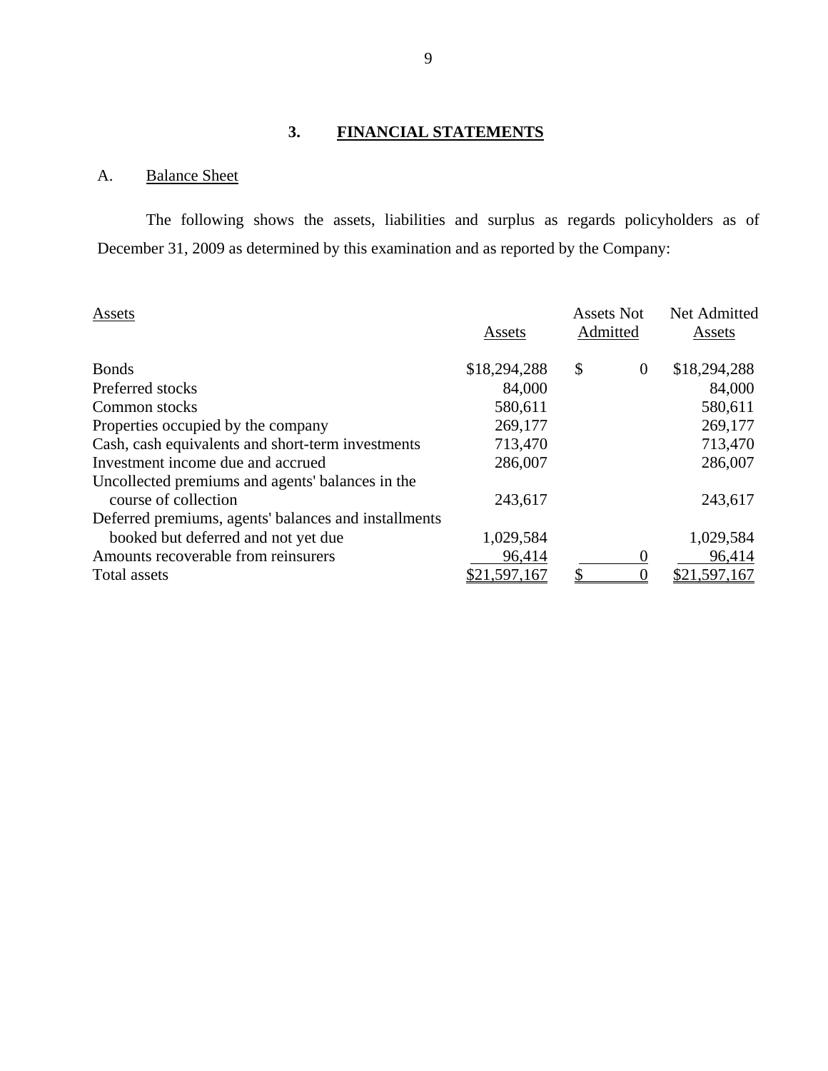## 3. FINANCIAL STATEMENTS

### A. Balance Sheet

The following shows the assets, liabilities and surplus as regards policyholders as of December 31, 2009 as determined by this examination and as reported by the Company:

| Assets | Assets | Assets Not Admitted | Net Admitted Assets |
|---|---|---|---|
| Bonds | $18,294,288 | $ 0 | $18,294,288 |
| Preferred stocks | 84,000 | | 84,000 |
| Common stocks | 580,611 | | 580,611 |
| Properties occupied by the company | 269,177 | | 269,177 |
| Cash, cash equivalents and short-term investments | 713,470 | | 713,470 |
| Investment income due and accrued | 286,007 | | 286,007 |
| Uncollected premiums and agents' balances in the course of collection | 243,617 | | 243,617 |
| Deferred premiums, agents' balances and installments booked but deferred and not yet due | 1,029,584 | | 1,029,584 |
| Amounts recoverable from reinsurers | 96,414 | 0 | 96,414 |
| Total assets | $21,597,167 | $ 0 | $21,597,167 |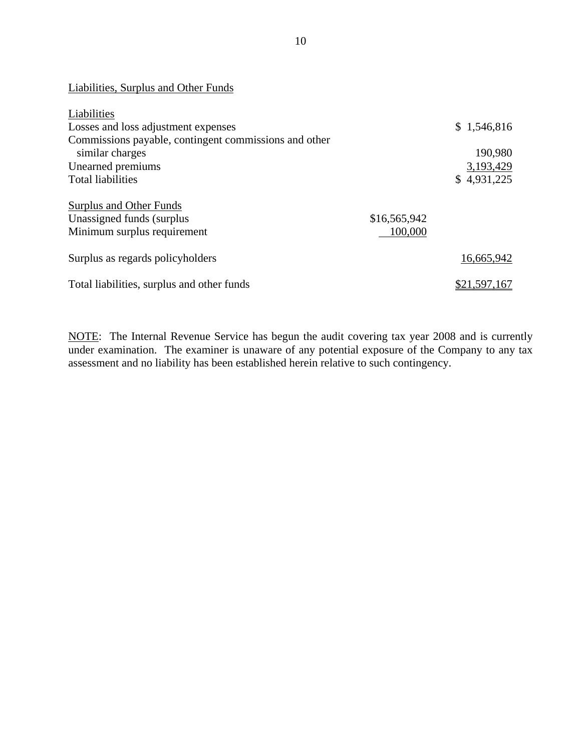## Liabilities, Surplus and Other Funds

| | | |
|---|---|---|
| Liabilities | | |
| Losses and loss adjustment expenses | | $ 1,546,816 |
| Commissions payable, contingent commissions and other similar charges | | 190,980 |
| Unearned premiums | | 3,193,429 |
| Total liabilities | | $ 4,931,225 |
| | | |
| Surplus and Other Funds | | |
| Unassigned funds (surplus | $16,565,942 | |
| Minimum surplus requirement | 100,000 | |
| | | |
| Surplus as regards policyholders | | 16,665,942 |
| | | |
| Total liabilities, surplus and other funds | | $21,597,167 |

NOTE: The Internal Revenue Service has begun the audit covering tax year 2008 and is currently under examination. The examiner is unaware of any potential exposure of the Company to any tax assessment and no liability has been established herein relative to such contingency.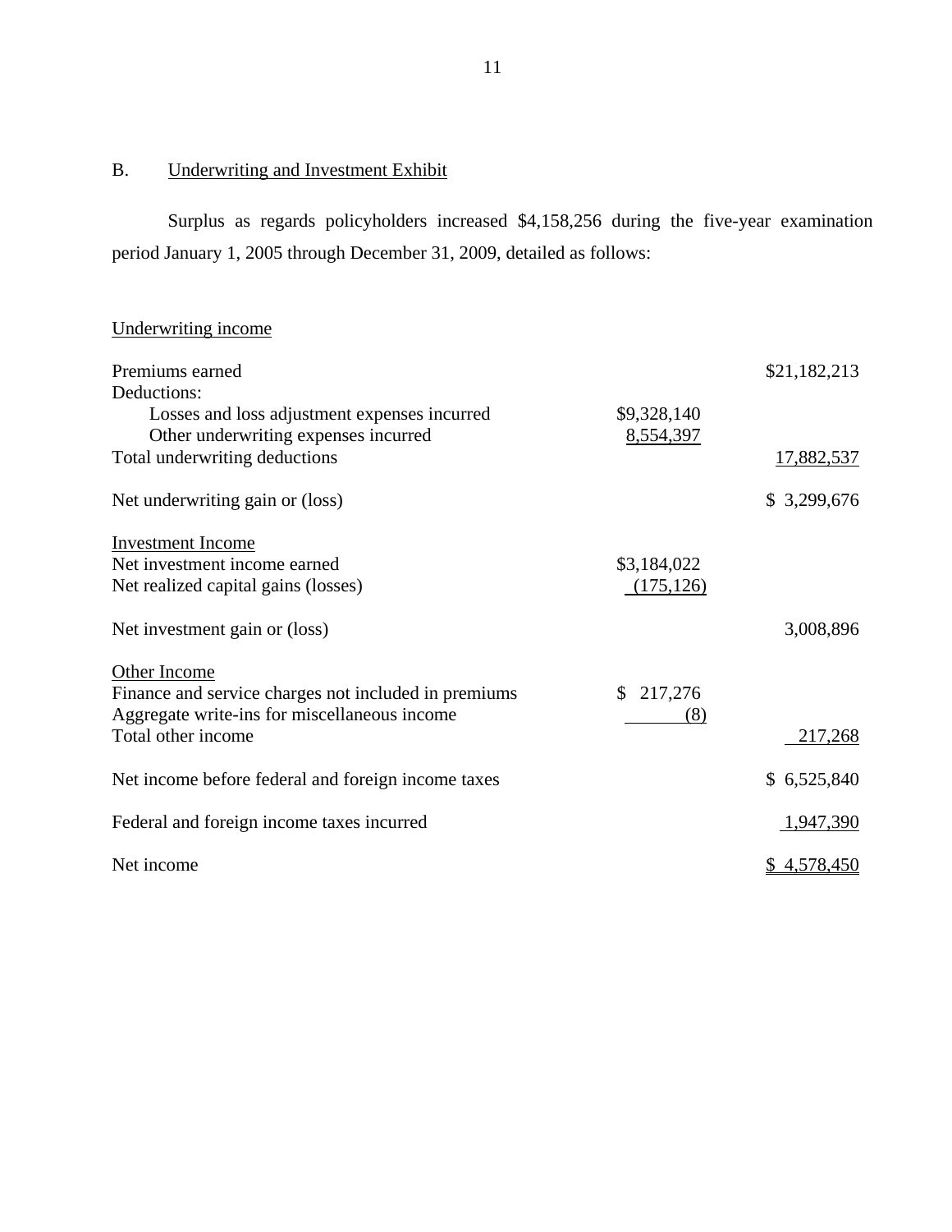## B. Underwriting and Investment Exhibit

Surplus as regards policyholders increased $4,158,256 during the five-year examination period January 1, 2005 through December 31, 2009, detailed as follows:

| | | |
|---|---|---|
| Underwriting income | | |
| Premiums earned | | $21,182,213 |
| Deductions: | | |
| Losses and loss adjustment expenses incurred | $9,328,140 | |
| Other underwriting expenses incurred | 8,554,397 | |
| Total underwriting deductions | | 17,882,537 |
| Net underwriting gain or (loss) | | $ 3,299,676 |
| Investment Income | | |
| Net investment income earned | $3,184,022 | |
| Net realized capital gains (losses) | (175,126) | |
| Net investment gain or (loss) | | 3,008,896 |
| Other Income | | |
| Finance and service charges not included in premiums | $ 217,276 | |
| Aggregate write-ins for miscellaneous income | (8) | |
| Total other income | | 217,268 |
| Net income before federal and foreign income taxes | | $ 6,525,840 |
| Federal and foreign income taxes incurred | | 1,947,390 |
| Net income | | $ 4,578,450 |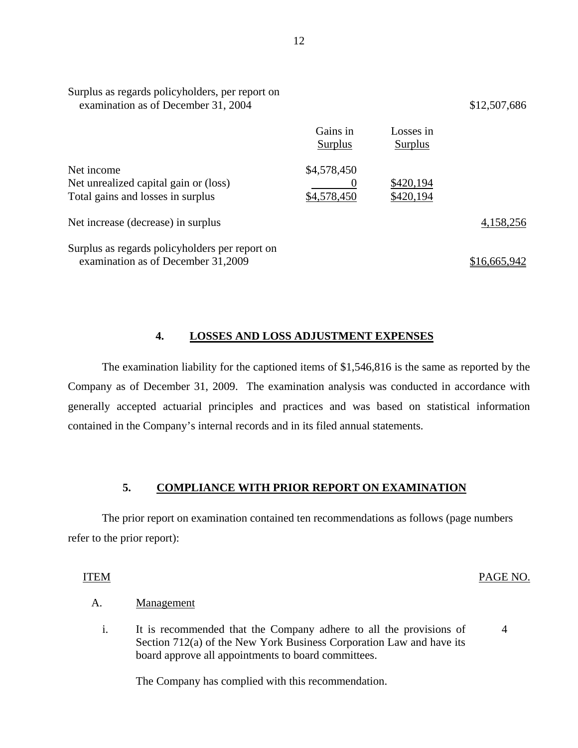| | Gains in Surplus | Losses in Surplus | |
|---|---|---|---|
| Surplus as regards policyholders, per report on examination as of December 31, 2004 | | | $12,507,686 |
| Net income | $4,578,450 | | |
| Net unrealized capital gain or (loss) | 0 | $420,194 | |
| Total gains and losses in surplus | $4,578,450 | $420,194 | |
| Net increase (decrease) in surplus | | | 4,158,256 |
| Surplus as regards policyholders per report on examination as of December 31,2009 | | | $16,665,942 |

## 4. LOSSES AND LOSS ADJUSTMENT EXPENSES

The examination liability for the captioned items of $1,546,816 is the same as reported by the Company as of December 31, 2009. The examination analysis was conducted in accordance with generally accepted actuarial principles and practices and was based on statistical information contained in the Company's internal records and in its filed annual statements.

## 5. COMPLIANCE WITH PRIOR REPORT ON EXAMINATION

The prior report on examination contained ten recommendations as follows (page numbers refer to the prior report):

| ITEM | | PAGE NO. |
|---|---|---|
| A. | Management | |
| i. | It is recommended that the Company adhere to all the provisions of Section 712(a) of the New York Business Corporation Law and have its board approve all appointments to board committees. | 4 |
| | The Company has complied with this recommendation. | |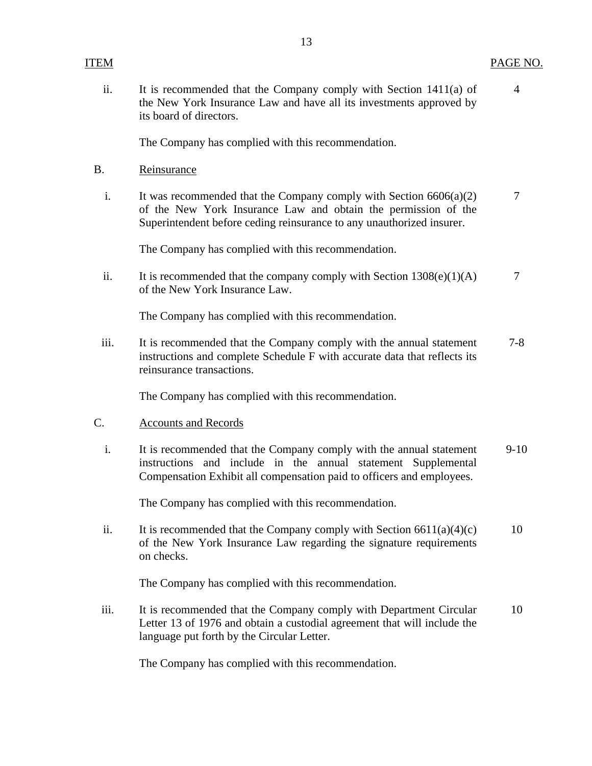| ITEM | | PAGE NO. |
|---|---|---|
| ii. | It is recommended that the Company comply with Section 1411(a) of the New York Insurance Law and have all its investments approved by its board of directors. | 4 |
| | The Company has complied with this recommendation. | |
| B. | Reinsurance | |
| i. | It was recommended that the Company comply with Section 6606(a)(2) of the New York Insurance Law and obtain the permission of the Superintendent before ceding reinsurance to any unauthorized insurer. | 7 |
| | The Company has complied with this recommendation. | |
| ii. | It is recommended that the company comply with Section 1308(e)(1)(A) of the New York Insurance Law. | 7 |
| | The Company has complied with this recommendation. | |
| iii. | It is recommended that the Company comply with the annual statement instructions and complete Schedule F with accurate data that reflects its reinsurance transactions. | 7-8 |
| | The Company has complied with this recommendation. | |
| C. | Accounts and Records | |
| i. | It is recommended that the Company comply with the annual statement instructions and include in the annual statement Supplemental Compensation Exhibit all compensation paid to officers and employees. | 9-10 |
| | The Company has complied with this recommendation. | |
| ii. | It is recommended that the Company comply with Section 6611(a)(4)(c) of the New York Insurance Law regarding the signature requirements on checks. | 10 |
| | The Company has complied with this recommendation. | |
| iii. | It is recommended that the Company comply with Department Circular Letter 13 of 1976 and obtain a custodial agreement that will include the language put forth by the Circular Letter. | 10 |
| | The Company has complied with this recommendation. | |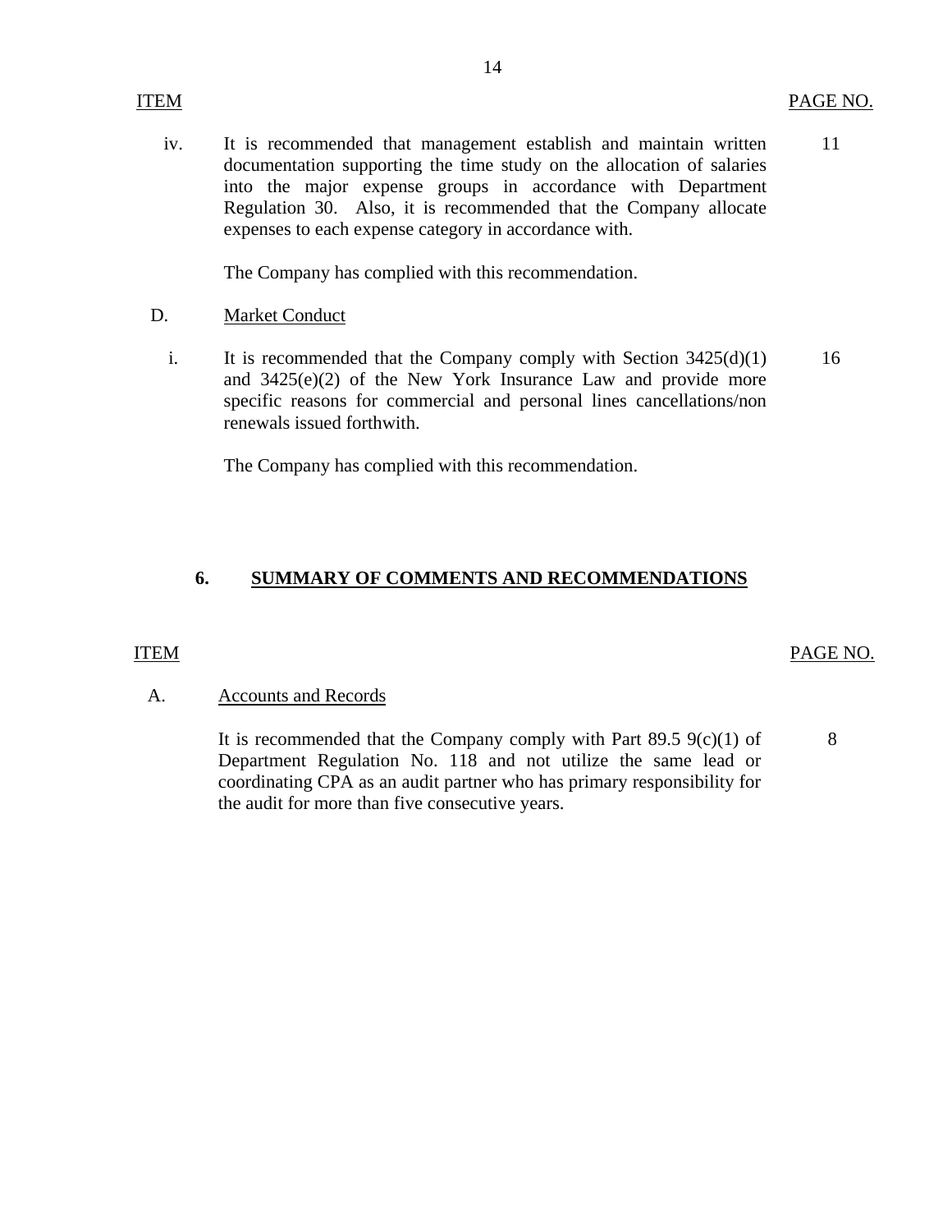| ITEM | | PAGE NO. |
|---|---|---|
| iv. | It is recommended that management establish and maintain written documentation supporting the time study on the allocation of salaries into the major expense groups in accordance with Department Regulation 30. Also, it is recommended that the Company allocate expenses to each expense category in accordance with.<br><br>The Company has complied with this recommendation. | 11 |
| D. | Market Conduct | |
| i. | It is recommended that the Company comply with Section 3425(d)(1) and 3425(e)(2) of the New York Insurance Law and provide more specific reasons for commercial and personal lines cancellations/non renewals issued forthwith.<br><br>The Company has complied with this recommendation. | 16 |

## 6. SUMMARY OF COMMENTS AND RECOMMENDATIONS

| ITEM | | PAGE NO. |
|---|---|---|
| A. | Accounts and Records | |
| | It is recommended that the Company comply with Part 89.5 9(c)(1) of Department Regulation No. 118 and not utilize the same lead or coordinating CPA as an audit partner who has primary responsibility for the audit for more than five consecutive years. | 8 |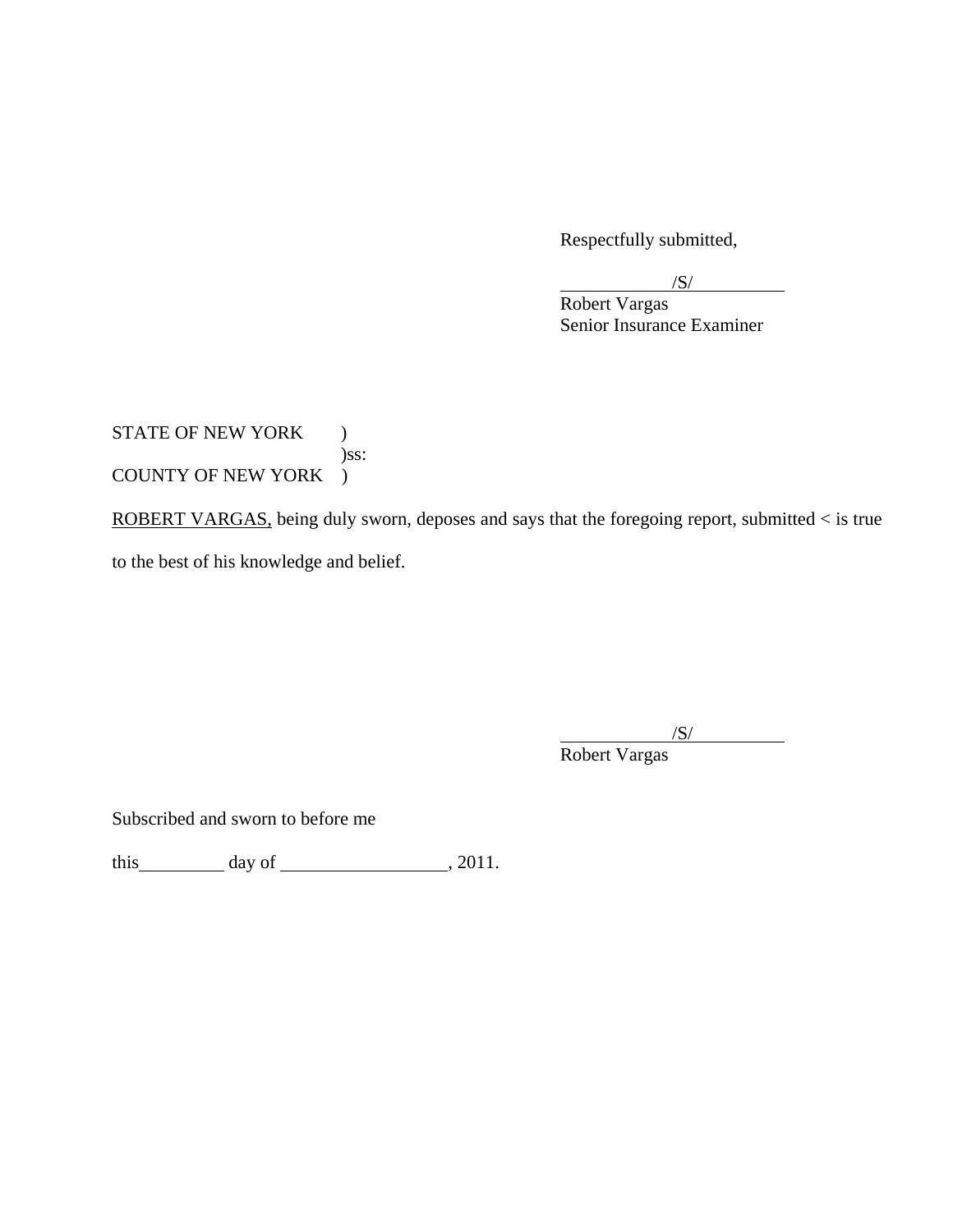Respectfully submitted,

/S/

Robert Vargas
Senior Insurance Examiner

STATE OF NEW YORK )
)ss:
COUNTY OF NEW YORK )

ROBERT VARGAS, being duly sworn, deposes and says that the foregoing report, submitted < is true to the best of his knowledge and belief.

/S/

Robert Vargas

Subscribed and sworn to before me

this\_\_\_\_\_\_\_\_\_ day of \_\_\_\_\_\_\_\_\_\_\_\_\_\_\_\_\_\_, 2011.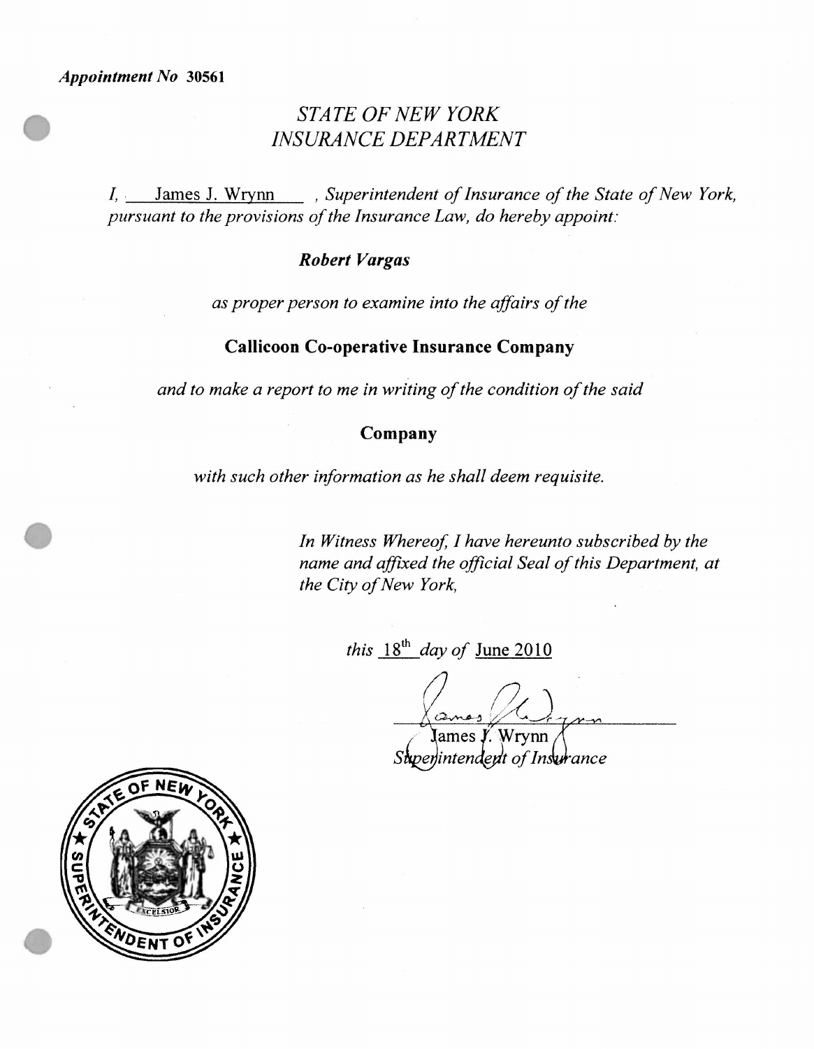*Appointment No* **30561**

# *STATE OF NEW YORK*
# *INSURANCE DEPARTMENT*

*I,* James J. Wrynn *, Superintendent of Insurance of the State of New York, pursuant to the provisions of the Insurance Law, do hereby appoint:*

***Robert Vargas***

*as proper person to examine into the affairs of the*

**Callicoon Co-operative Insurance Company**

*and to make a report to me in writing of the condition of the said*

**Company**

*with such other information as he shall deem requisite.*

*In Witness Whereof, I have hereunto subscribed by the name and affixed the official Seal of this Department, at the City of New York,*

*this* 18th *day of* June 2010

James J. Wrynn
*Superintendent of Insurance*

STATE OF NEW YORK ★ SUPERINTENDENT OF INSURANCE ★ EXCELSIOR